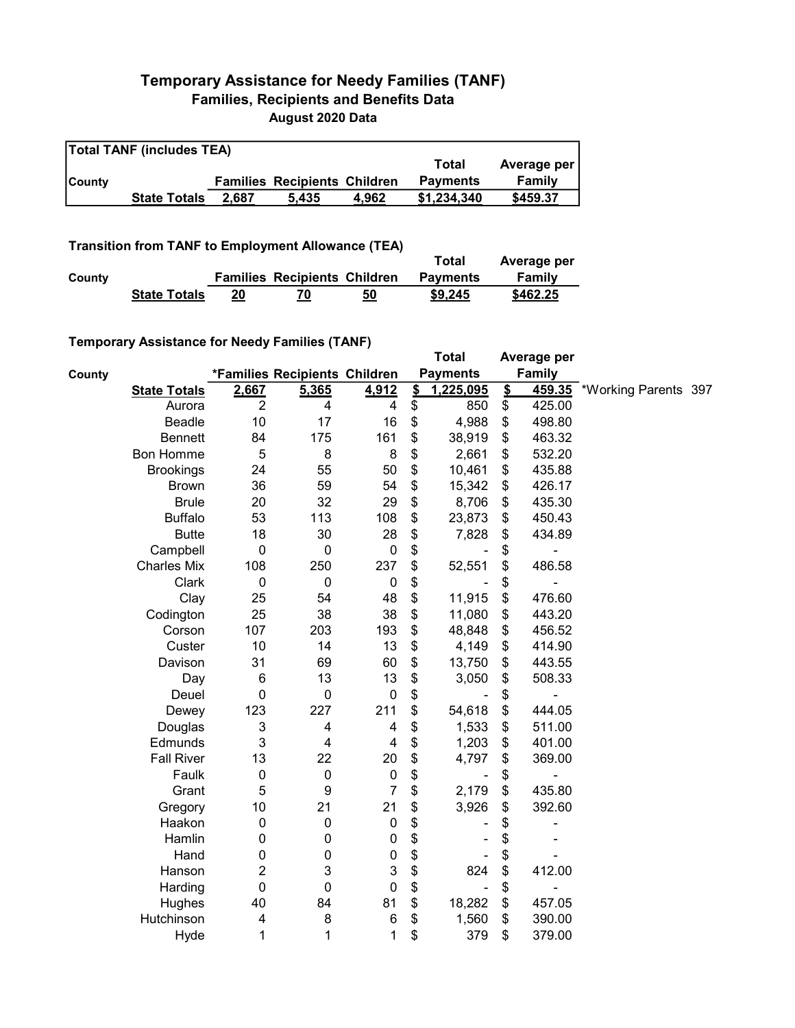# Temporary Assistance for Needy Families (TANF)

## Families, Recipients and Benefits Data

### August 2020 Data

**Total TANF (includes TEA)**

| County | | Families | Recipients | Children | Total Payments | Average per Family |
|---|---|---|---|---|---|---|
| | **State Totals** | **2,687** | **5,435** | **4,962** | **$1,234,340** | **$459.37** |

**Transition from TANF to Employment Allowance (TEA)**

| County | | Families | Recipients | Children | Total Payments | Average per Family |
|---|---|---|---|---|---|---|
| | **State Totals** | **20** | **70** | **50** | **$9,245** | **$462.25** |

**Temporary Assistance for Needy Families (TANF)**

| County | | *Families | Recipients | Children | Total Payments | Average per Family | |
|---|---|---|---|---|---|---|---|
| | **State Totals** | **2,667** | **5,365** | **4,912** | **$ 1,225,095** | **$ 459.35** | *Working Parents 397 |
| | Aurora | 2 | 4 | 4 | $ 850 | $ 425.00 | |
| | Beadle | 10 | 17 | 16 | $ 4,988 | $ 498.80 | |
| | Bennett | 84 | 175 | 161 | $ 38,919 | $ 463.32 | |
| | Bon Homme | 5 | 8 | 8 | $ 2,661 | $ 532.20 | |
| | Brookings | 24 | 55 | 50 | $ 10,461 | $ 435.88 | |
| | Brown | 36 | 59 | 54 | $ 15,342 | $ 426.17 | |
| | Brule | 20 | 32 | 29 | $ 8,706 | $ 435.30 | |
| | Buffalo | 53 | 113 | 108 | $ 23,873 | $ 450.43 | |
| | Butte | 18 | 30 | 28 | $ 7,828 | $ 434.89 | |
| | Campbell | 0 | 0 | 0 | $ - | $ - | |
| | Charles Mix | 108 | 250 | 237 | $ 52,551 | $ 486.58 | |
| | Clark | 0 | 0 | 0 | $ - | $ - | |
| | Clay | 25 | 54 | 48 | $ 11,915 | $ 476.60 | |
| | Codington | 25 | 38 | 38 | $ 11,080 | $ 443.20 | |
| | Corson | 107 | 203 | 193 | $ 48,848 | $ 456.52 | |
| | Custer | 10 | 14 | 13 | $ 4,149 | $ 414.90 | |
| | Davison | 31 | 69 | 60 | $ 13,750 | $ 443.55 | |
| | Day | 6 | 13 | 13 | $ 3,050 | $ 508.33 | |
| | Deuel | 0 | 0 | 0 | $ - | $ - | |
| | Dewey | 123 | 227 | 211 | $ 54,618 | $ 444.05 | |
| | Douglas | 3 | 4 | 4 | $ 1,533 | $ 511.00 | |
| | Edmunds | 3 | 4 | 4 | $ 1,203 | $ 401.00 | |
| | Fall River | 13 | 22 | 20 | $ 4,797 | $ 369.00 | |
| | Faulk | 0 | 0 | 0 | $ - | $ - | |
| | Grant | 5 | 9 | 7 | $ 2,179 | $ 435.80 | |
| | Gregory | 10 | 21 | 21 | $ 3,926 | $ 392.60 | |
| | Haakon | 0 | 0 | 0 | $ - | $ - | |
| | Hamlin | 0 | 0 | 0 | $ - | $ - | |
| | Hand | 0 | 0 | 0 | $ - | $ - | |
| | Hanson | 2 | 3 | 3 | $ 824 | $ 412.00 | |
| | Harding | 0 | 0 | 0 | $ - | $ - | |
| | Hughes | 40 | 84 | 81 | $ 18,282 | $ 457.05 | |
| | Hutchinson | 4 | 8 | 6 | $ 1,560 | $ 390.00 | |
| | Hyde | 1 | 1 | 1 | $ 379 | $ 379.00 | |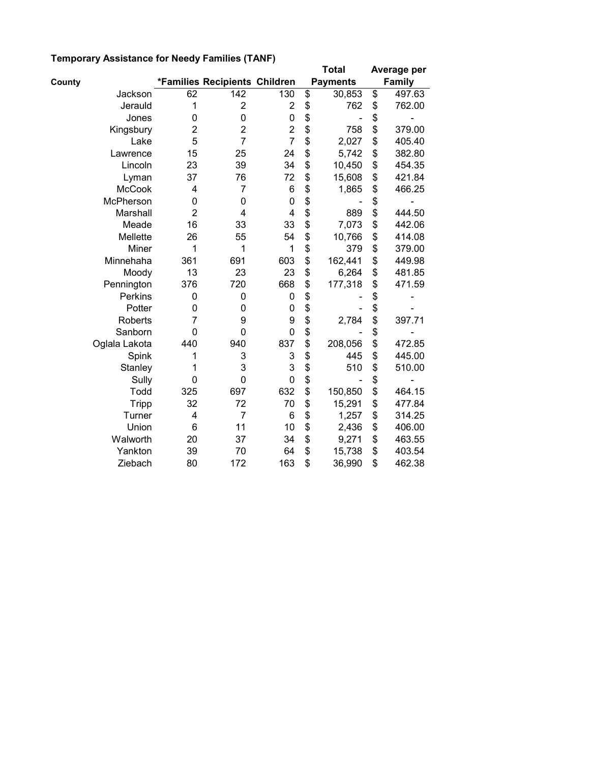**Temporary Assistance for Needy Families (TANF)**

| County | *Families | Recipients | Children | Total Payments | Average per Family |
|---|---|---|---|---|---|
| Jackson | 62 | 142 | 130 | $ 30,853 | $ 497.63 |
| Jerauld | 1 | 2 | 2 | $ 762 | $ 762.00 |
| Jones | 0 | 0 | 0 | $ - | $ - |
| Kingsbury | 2 | 2 | 2 | $ 758 | $ 379.00 |
| Lake | 5 | 7 | 7 | $ 2,027 | $ 405.40 |
| Lawrence | 15 | 25 | 24 | $ 5,742 | $ 382.80 |
| Lincoln | 23 | 39 | 34 | $ 10,450 | $ 454.35 |
| Lyman | 37 | 76 | 72 | $ 15,608 | $ 421.84 |
| McCook | 4 | 7 | 6 | $ 1,865 | $ 466.25 |
| McPherson | 0 | 0 | 0 | $ - | $ - |
| Marshall | 2 | 4 | 4 | $ 889 | $ 444.50 |
| Meade | 16 | 33 | 33 | $ 7,073 | $ 442.06 |
| Mellette | 26 | 55 | 54 | $ 10,766 | $ 414.08 |
| Miner | 1 | 1 | 1 | $ 379 | $ 379.00 |
| Minnehaha | 361 | 691 | 603 | $ 162,441 | $ 449.98 |
| Moody | 13 | 23 | 23 | $ 6,264 | $ 481.85 |
| Pennington | 376 | 720 | 668 | $ 177,318 | $ 471.59 |
| Perkins | 0 | 0 | 0 | $ - | $ - |
| Potter | 0 | 0 | 0 | $ - | $ - |
| Roberts | 7 | 9 | 9 | $ 2,784 | $ 397.71 |
| Sanborn | 0 | 0 | 0 | $ - | $ - |
| Oglala Lakota | 440 | 940 | 837 | $ 208,056 | $ 472.85 |
| Spink | 1 | 3 | 3 | $ 445 | $ 445.00 |
| Stanley | 1 | 3 | 3 | $ 510 | $ 510.00 |
| Sully | 0 | 0 | 0 | $ - | $ - |
| Todd | 325 | 697 | 632 | $ 150,850 | $ 464.15 |
| Tripp | 32 | 72 | 70 | $ 15,291 | $ 477.84 |
| Turner | 4 | 7 | 6 | $ 1,257 | $ 314.25 |
| Union | 6 | 11 | 10 | $ 2,436 | $ 406.00 |
| Walworth | 20 | 37 | 34 | $ 9,271 | $ 463.55 |
| Yankton | 39 | 70 | 64 | $ 15,738 | $ 403.54 |
| Ziebach | 80 | 172 | 163 | $ 36,990 | $ 462.38 |